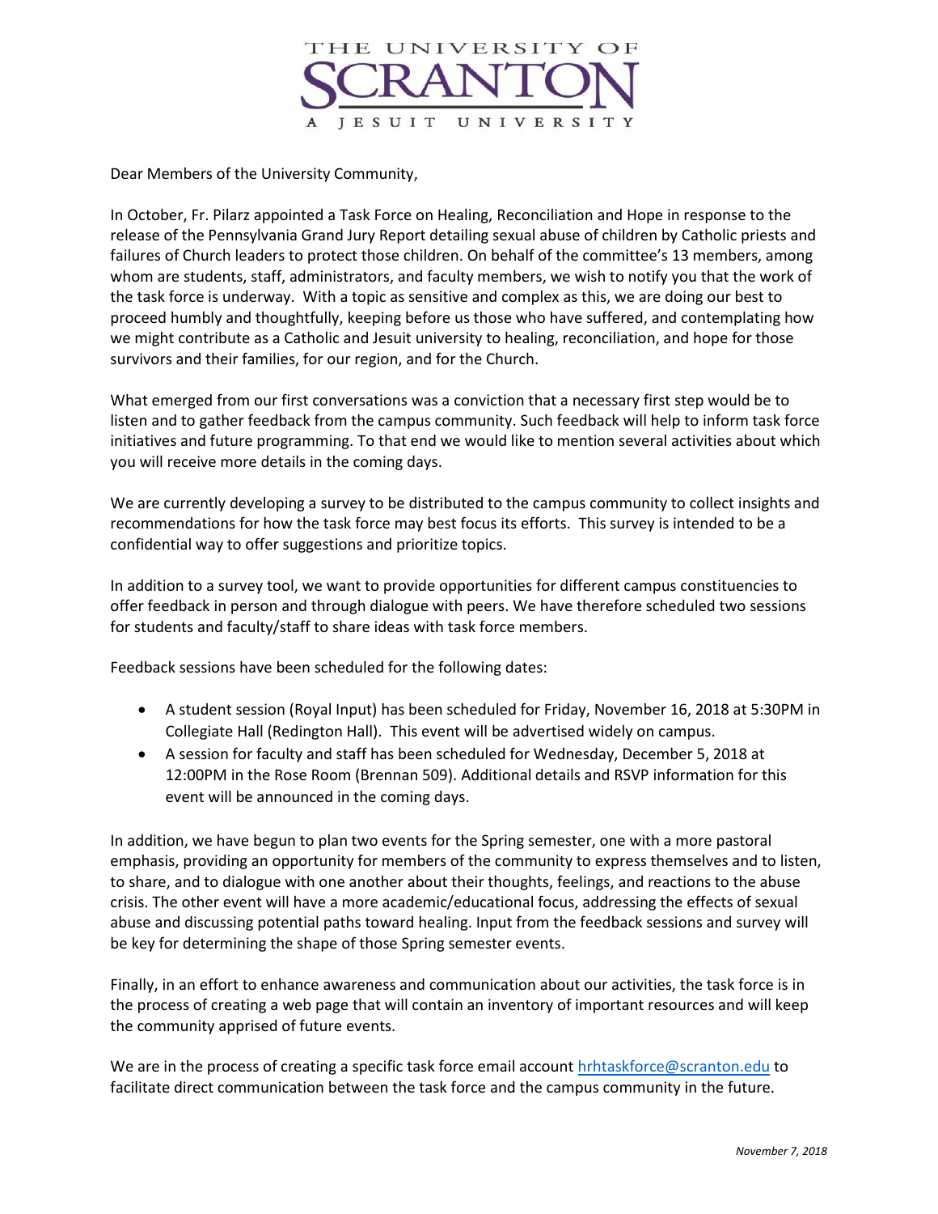THE UNIVERSITY OF SCRANTON

A JESUIT UNIVERSITY

Dear Members of the University Community,

In October, Fr. Pilarz appointed a Task Force on Healing, Reconciliation and Hope in response to the release of the Pennsylvania Grand Jury Report detailing sexual abuse of children by Catholic priests and failures of Church leaders to protect those children. On behalf of the committee's 13 members, among whom are students, staff, administrators, and faculty members, we wish to notify you that the work of the task force is underway. With a topic as sensitive and complex as this, we are doing our best to proceed humbly and thoughtfully, keeping before us those who have suffered, and contemplating how we might contribute as a Catholic and Jesuit university to healing, reconciliation, and hope for those survivors and their families, for our region, and for the Church.

What emerged from our first conversations was a conviction that a necessary first step would be to listen and to gather feedback from the campus community. Such feedback will help to inform task force initiatives and future programming. To that end we would like to mention several activities about which you will receive more details in the coming days.

We are currently developing a survey to be distributed to the campus community to collect insights and recommendations for how the task force may best focus its efforts. This survey is intended to be a confidential way to offer suggestions and prioritize topics.

In addition to a survey tool, we want to provide opportunities for different campus constituencies to offer feedback in person and through dialogue with peers. We have therefore scheduled two sessions for students and faculty/staff to share ideas with task force members.

Feedback sessions have been scheduled for the following dates:

- A student session (Royal Input) has been scheduled for Friday, November 16, 2018 at 5:30PM in Collegiate Hall (Redington Hall). This event will be advertised widely on campus.
- A session for faculty and staff has been scheduled for Wednesday, December 5, 2018 at 12:00PM in the Rose Room (Brennan 509). Additional details and RSVP information for this event will be announced in the coming days.

In addition, we have begun to plan two events for the Spring semester, one with a more pastoral emphasis, providing an opportunity for members of the community to express themselves and to listen, to share, and to dialogue with one another about their thoughts, feelings, and reactions to the abuse crisis. The other event will have a more academic/educational focus, addressing the effects of sexual abuse and discussing potential paths toward healing. Input from the feedback sessions and survey will be key for determining the shape of those Spring semester events.

Finally, in an effort to enhance awareness and communication about our activities, the task force is in the process of creating a web page that will contain an inventory of important resources and will keep the community apprised of future events.

We are in the process of creating a specific task force email account hrhtaskforce@scranton.edu to facilitate direct communication between the task force and the campus community in the future.

*November 7, 2018*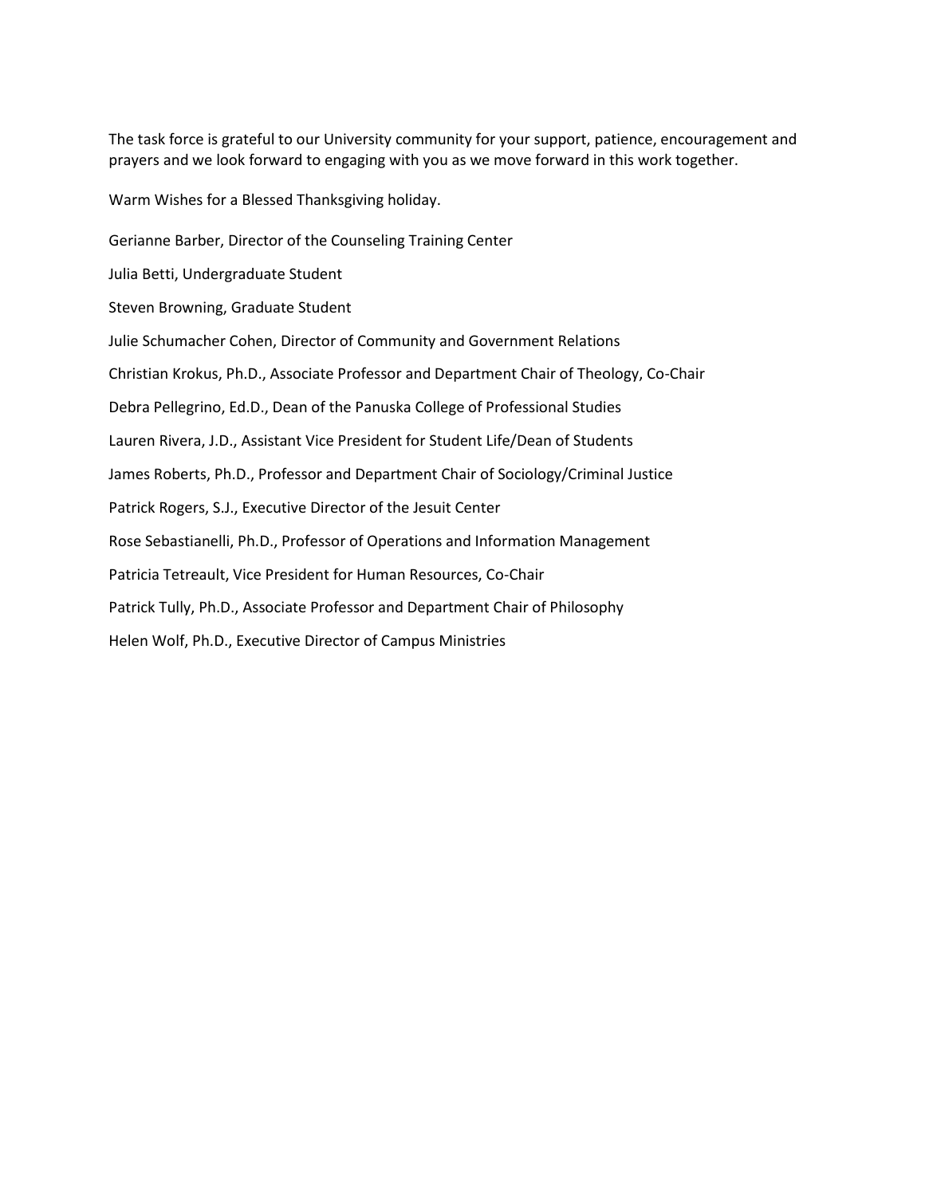The task force is grateful to our University community for your support, patience, encouragement and prayers and we look forward to engaging with you as we move forward in this work together.

Warm Wishes for a Blessed Thanksgiving holiday.

Gerianne Barber, Director of the Counseling Training Center

Julia Betti, Undergraduate Student

Steven Browning, Graduate Student

Julie Schumacher Cohen, Director of Community and Government Relations

Christian Krokus, Ph.D., Associate Professor and Department Chair of Theology, Co-Chair

Debra Pellegrino, Ed.D., Dean of the Panuska College of Professional Studies

Lauren Rivera, J.D., Assistant Vice President for Student Life/Dean of Students

James Roberts, Ph.D., Professor and Department Chair of Sociology/Criminal Justice

Patrick Rogers, S.J., Executive Director of the Jesuit Center

Rose Sebastianelli, Ph.D., Professor of Operations and Information Management

Patricia Tetreault, Vice President for Human Resources, Co-Chair

Patrick Tully, Ph.D., Associate Professor and Department Chair of Philosophy

Helen Wolf, Ph.D., Executive Director of Campus Ministries